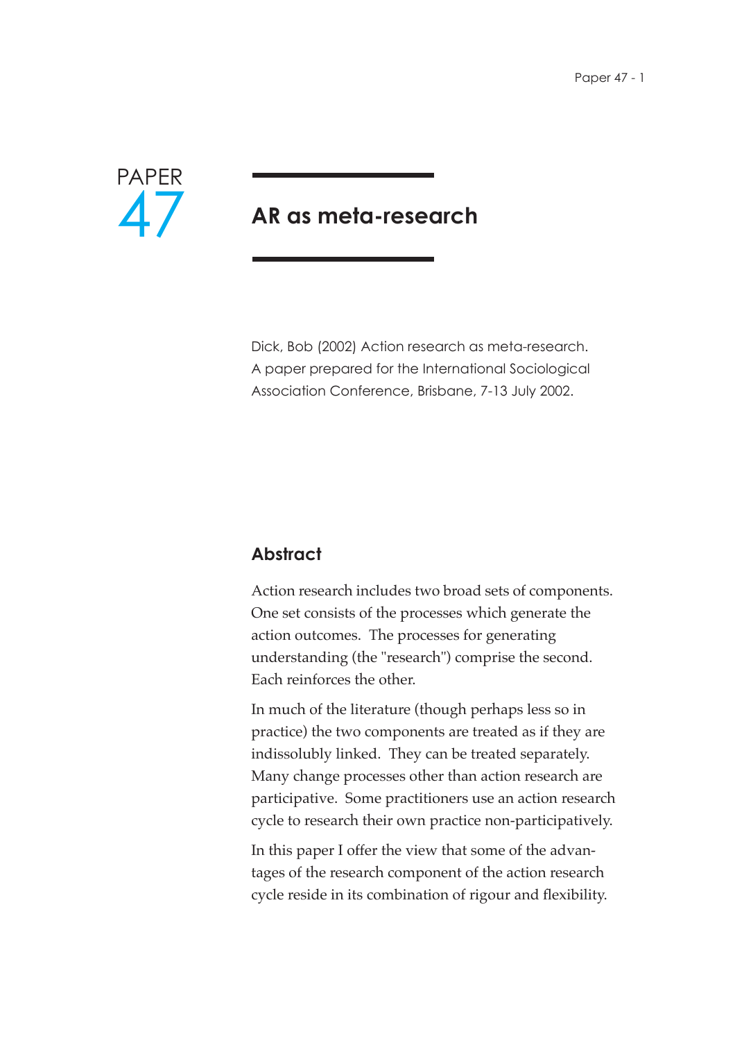PAPER 47

# AR as meta-research

Dick, Bob (2002) Action research as meta-research. A paper prepared for the International Sociological Association Conference, Brisbane, 7-13 July 2002.

## Abstract

Action research includes two broad sets of components. One set consists of the processes which generate the action outcomes. The processes for generating understanding (the "research") comprise the second. Each reinforces the other.

In much of the literature (though perhaps less so in practice) the two components are treated as if they are indissolubly linked. They can be treated separately. Many change processes other than action research are participative. Some practitioners use an action research cycle to research their own practice non-participatively.

In this paper I offer the view that some of the advantages of the research component of the action research cycle reside in its combination of rigour and flexibility.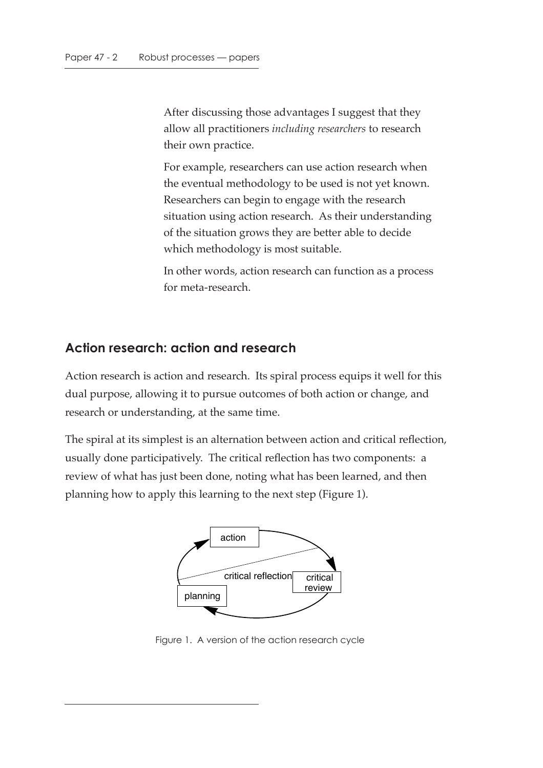After discussing those advantages I suggest that they allow all practitioners *including researchers* to research their own practice.

For example, researchers can use action research when the eventual methodology to be used is not yet known. Researchers can begin to engage with the research situation using action research. As their understanding of the situation grows they are better able to decide which methodology is most suitable.

In other words, action research can function as a process for meta-research.

## Action research: action and research

Action research is action and research. Its spiral process equips it well for this dual purpose, allowing it to pursue outcomes of both action or change, and research or understanding, at the same time.

The spiral at its simplest is an alternation between action and critical reflection, usually done participatively. The critical reflection has two components: a review of what has just been done, noting what has been learned, and then planning how to apply this learning to the next step (Figure 1).

action

critical reflection

critical review

planning

Figure 1. A version of the action research cycle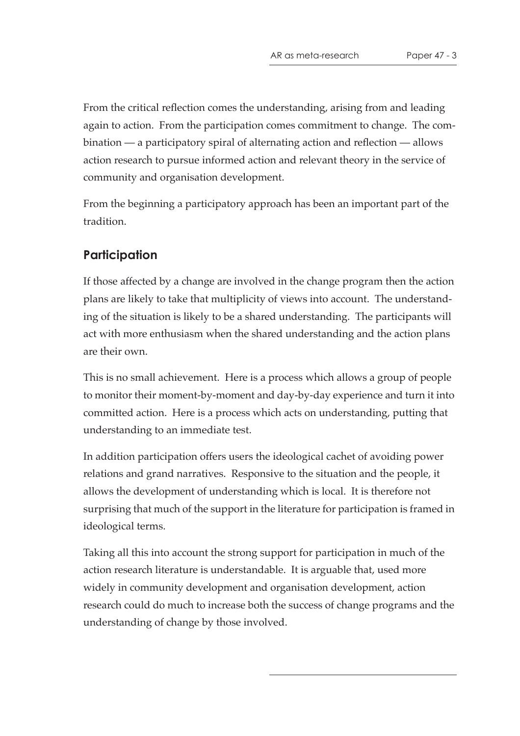From the critical reflection comes the understanding, arising from and leading again to action. From the participation comes commitment to change. The combination — a participatory spiral of alternating action and reflection — allows action research to pursue informed action and relevant theory in the service of community and organisation development.

From the beginning a participatory approach has been an important part of the tradition.

## Participation

If those affected by a change are involved in the change program then the action plans are likely to take that multiplicity of views into account. The understanding of the situation is likely to be a shared understanding. The participants will act with more enthusiasm when the shared understanding and the action plans are their own.

This is no small achievement. Here is a process which allows a group of people to monitor their moment-by-moment and day-by-day experience and turn it into committed action. Here is a process which acts on understanding, putting that understanding to an immediate test.

In addition participation offers users the ideological cachet of avoiding power relations and grand narratives. Responsive to the situation and the people, it allows the development of understanding which is local. It is therefore not surprising that much of the support in the literature for participation is framed in ideological terms.

Taking all this into account the strong support for participation in much of the action research literature is understandable. It is arguable that, used more widely in community development and organisation development, action research could do much to increase both the success of change programs and the understanding of change by those involved.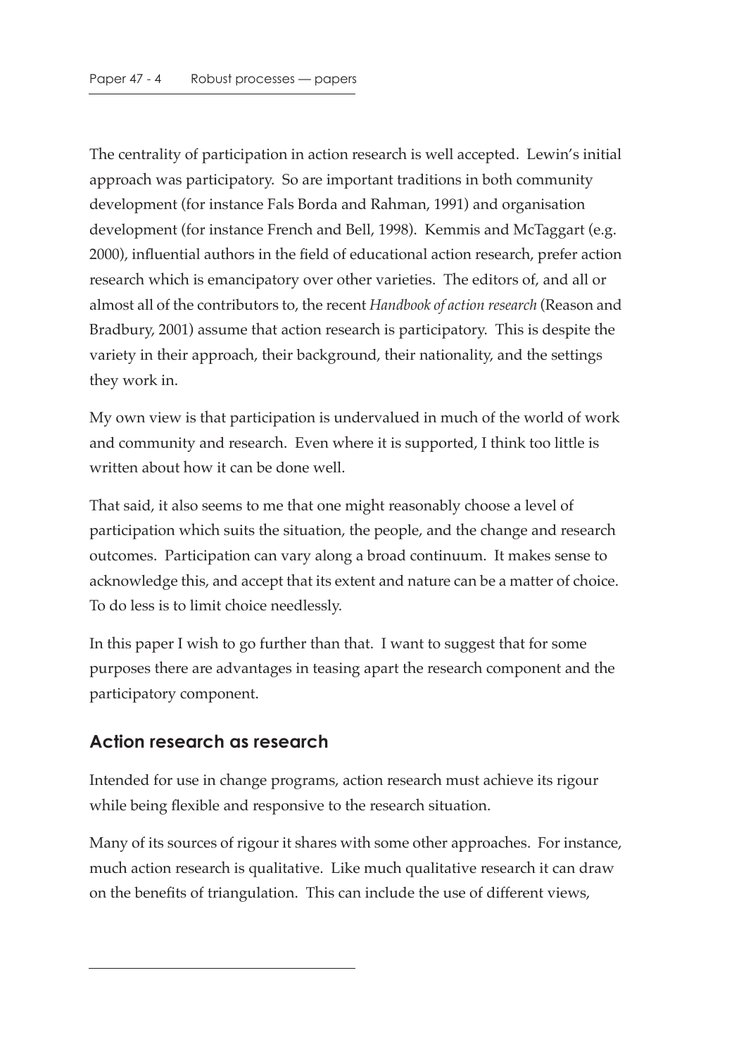The centrality of participation in action research is well accepted. Lewin's initial approach was participatory. So are important traditions in both community development (for instance Fals Borda and Rahman, 1991) and organisation development (for instance French and Bell, 1998). Kemmis and McTaggart (e.g. 2000), influential authors in the field of educational action research, prefer action research which is emancipatory over other varieties. The editors of, and all or almost all of the contributors to, the recent *Handbook of action research* (Reason and Bradbury, 2001) assume that action research is participatory. This is despite the variety in their approach, their background, their nationality, and the settings they work in.

My own view is that participation is undervalued in much of the world of work and community and research. Even where it is supported, I think too little is written about how it can be done well.

That said, it also seems to me that one might reasonably choose a level of participation which suits the situation, the people, and the change and research outcomes. Participation can vary along a broad continuum. It makes sense to acknowledge this, and accept that its extent and nature can be a matter of choice. To do less is to limit choice needlessly.

In this paper I wish to go further than that. I want to suggest that for some purposes there are advantages in teasing apart the research component and the participatory component.

## Action research as research

Intended for use in change programs, action research must achieve its rigour while being flexible and responsive to the research situation.

Many of its sources of rigour it shares with some other approaches. For instance, much action research is qualitative. Like much qualitative research it can draw on the benefits of triangulation. This can include the use of different views,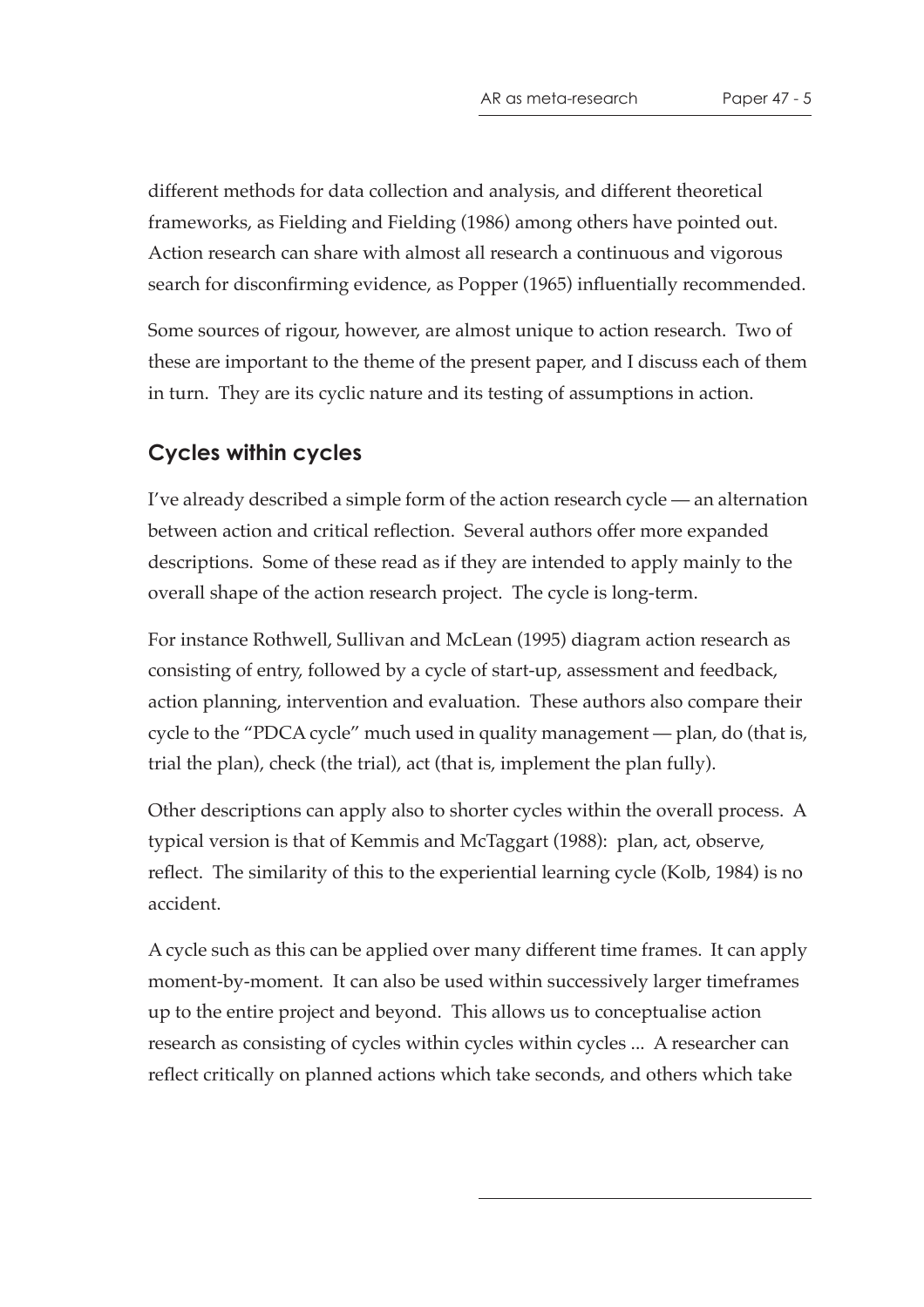different methods for data collection and analysis, and different theoretical frameworks, as Fielding and Fielding (1986) among others have pointed out. Action research can share with almost all research a continuous and vigorous search for disconfirming evidence, as Popper (1965) influentially recommended.

Some sources of rigour, however, are almost unique to action research. Two of these are important to the theme of the present paper, and I discuss each of them in turn. They are its cyclic nature and its testing of assumptions in action.

## Cycles within cycles

I've already described a simple form of the action research cycle — an alternation between action and critical reflection. Several authors offer more expanded descriptions. Some of these read as if they are intended to apply mainly to the overall shape of the action research project. The cycle is long-term.

For instance Rothwell, Sullivan and McLean (1995) diagram action research as consisting of entry, followed by a cycle of start-up, assessment and feedback, action planning, intervention and evaluation. These authors also compare their cycle to the "PDCA cycle" much used in quality management — plan, do (that is, trial the plan), check (the trial), act (that is, implement the plan fully).

Other descriptions can apply also to shorter cycles within the overall process. A typical version is that of Kemmis and McTaggart (1988): plan, act, observe, reflect. The similarity of this to the experiential learning cycle (Kolb, 1984) is no accident.

A cycle such as this can be applied over many different time frames. It can apply moment-by-moment. It can also be used within successively larger timeframes up to the entire project and beyond. This allows us to conceptualise action research as consisting of cycles within cycles within cycles ... A researcher can reflect critically on planned actions which take seconds, and others which take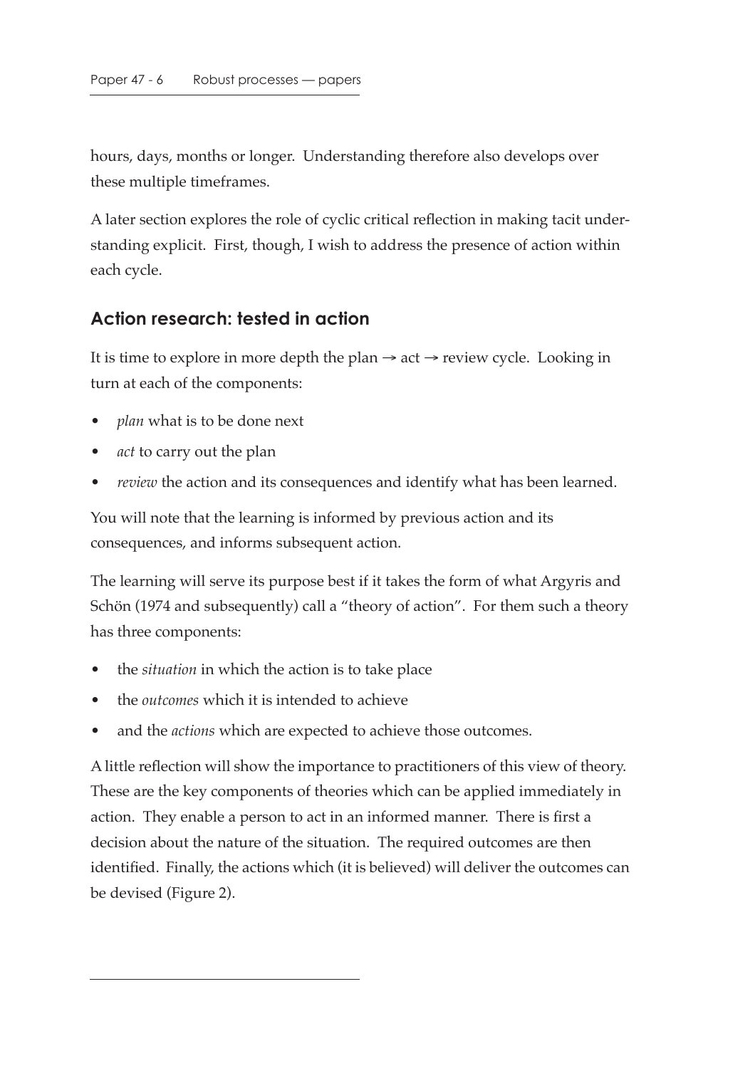hours, days, months or longer. Understanding therefore also develops over these multiple timeframes.

A later section explores the role of cyclic critical reflection in making tacit understanding explicit. First, though, I wish to address the presence of action within each cycle.

## Action research: tested in action

It is time to explore in more depth the plan → act → review cycle. Looking in turn at each of the components:

- *plan* what is to be done next
- *act* to carry out the plan
- *review* the action and its consequences and identify what has been learned.

You will note that the learning is informed by previous action and its consequences, and informs subsequent action.

The learning will serve its purpose best if it takes the form of what Argyris and Schön (1974 and subsequently) call a "theory of action". For them such a theory has three components:

- the *situation* in which the action is to take place
- the *outcomes* which it is intended to achieve
- and the *actions* which are expected to achieve those outcomes.

A little reflection will show the importance to practitioners of this view of theory. These are the key components of theories which can be applied immediately in action. They enable a person to act in an informed manner. There is first a decision about the nature of the situation. The required outcomes are then identified. Finally, the actions which (it is believed) will deliver the outcomes can be devised (Figure 2).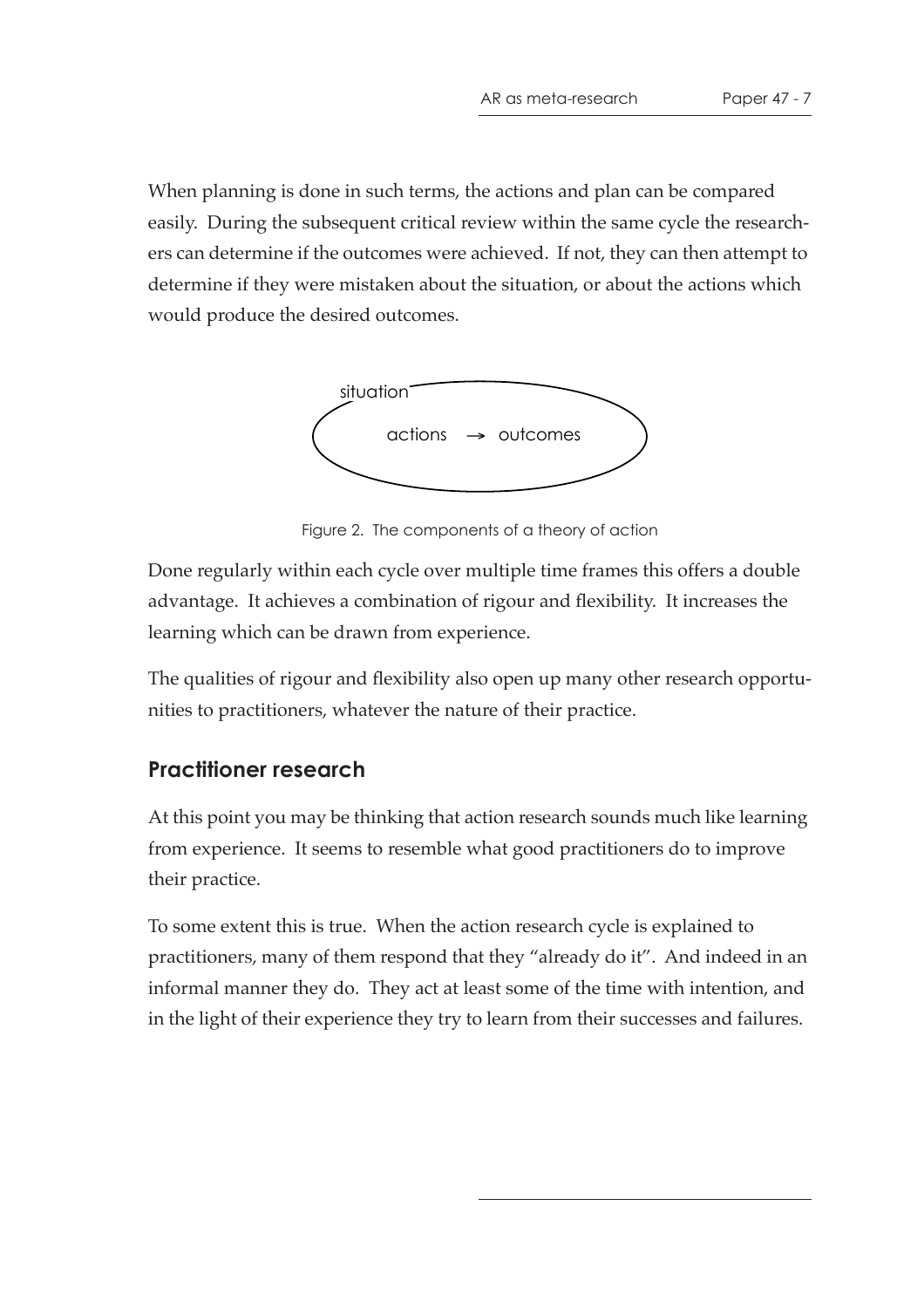When planning is done in such terms, the actions and plan can be compared easily. During the subsequent critical review within the same cycle the researchers can determine if the outcomes were achieved. If not, they can then attempt to determine if they were mistaken about the situation, or about the actions which would produce the desired outcomes.

Figure 2. The components of a theory of action

Done regularly within each cycle over multiple time frames this offers a double advantage. It achieves a combination of rigour and flexibility. It increases the learning which can be drawn from experience.

The qualities of rigour and flexibility also open up many other research opportunities to practitioners, whatever the nature of their practice.

## Practitioner research

At this point you may be thinking that action research sounds much like learning from experience. It seems to resemble what good practitioners do to improve their practice.

To some extent this is true. When the action research cycle is explained to practitioners, many of them respond that they "already do it". And indeed in an informal manner they do. They act at least some of the time with intention, and in the light of their experience they try to learn from their successes and failures.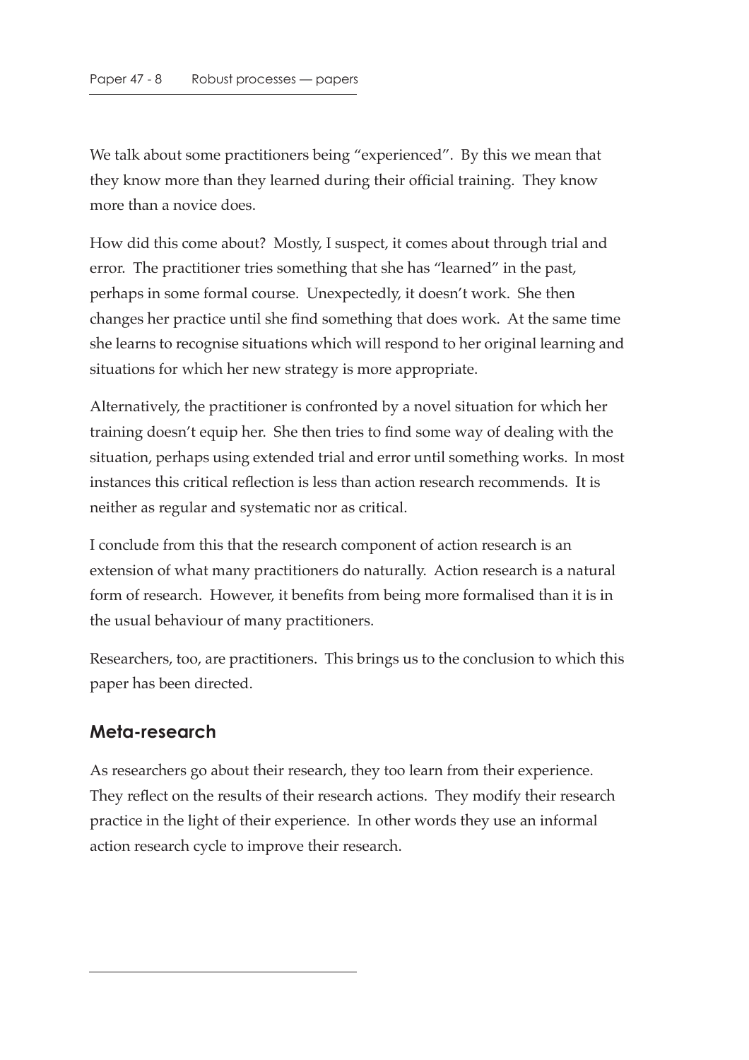We talk about some practitioners being "experienced". By this we mean that they know more than they learned during their official training. They know more than a novice does.

How did this come about? Mostly, I suspect, it comes about through trial and error. The practitioner tries something that she has "learned" in the past, perhaps in some formal course. Unexpectedly, it doesn't work. She then changes her practice until she find something that does work. At the same time she learns to recognise situations which will respond to her original learning and situations for which her new strategy is more appropriate.

Alternatively, the practitioner is confronted by a novel situation for which her training doesn't equip her. She then tries to find some way of dealing with the situation, perhaps using extended trial and error until something works. In most instances this critical reflection is less than action research recommends. It is neither as regular and systematic nor as critical.

I conclude from this that the research component of action research is an extension of what many practitioners do naturally. Action research is a natural form of research. However, it benefits from being more formalised than it is in the usual behaviour of many practitioners.

Researchers, too, are practitioners. This brings us to the conclusion to which this paper has been directed.

## Meta-research

As researchers go about their research, they too learn from their experience. They reflect on the results of their research actions. They modify their research practice in the light of their experience. In other words they use an informal action research cycle to improve their research.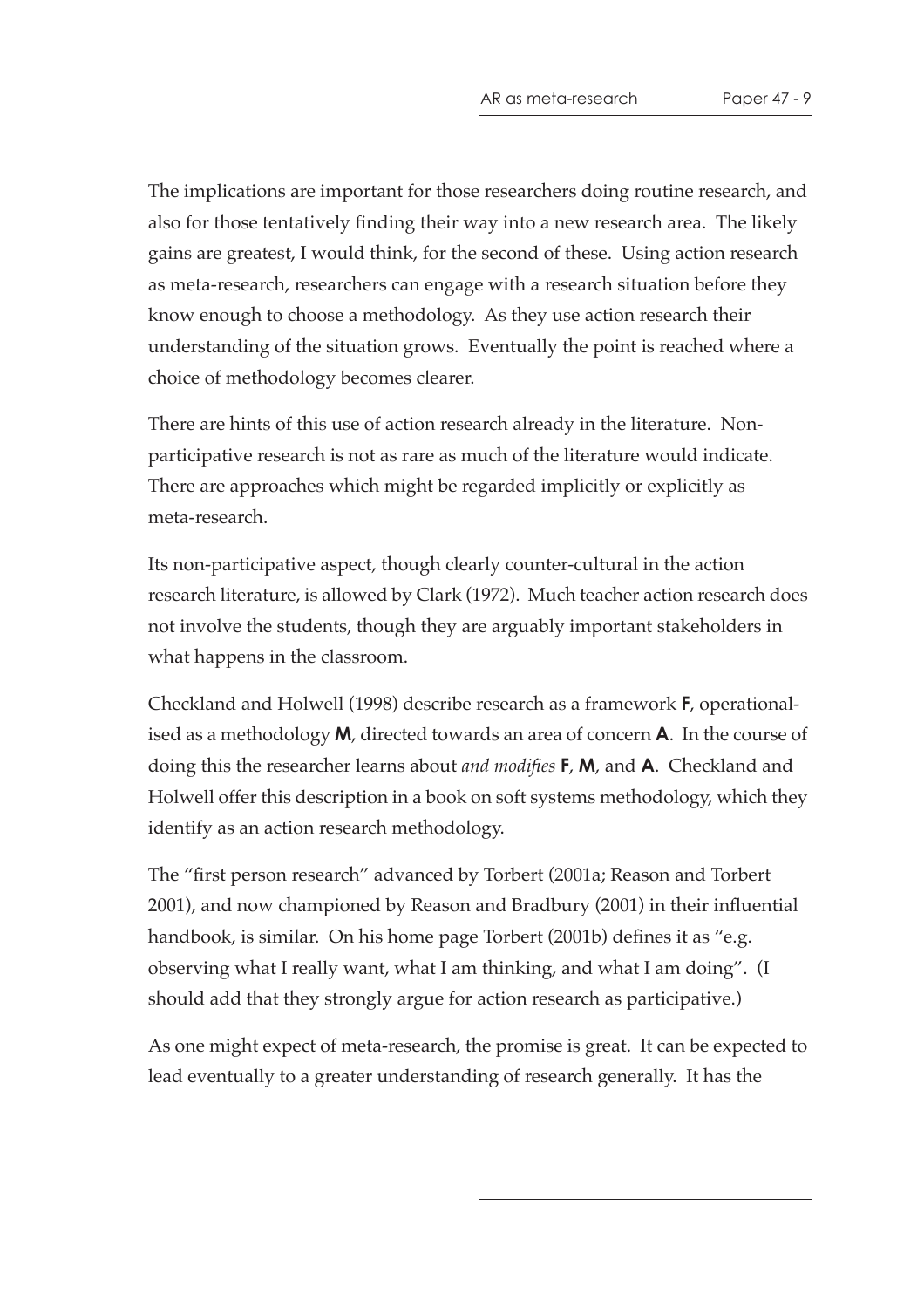The implications are important for those researchers doing routine research, and also for those tentatively finding their way into a new research area. The likely gains are greatest, I would think, for the second of these. Using action research as meta-research, researchers can engage with a research situation before they know enough to choose a methodology. As they use action research their understanding of the situation grows. Eventually the point is reached where a choice of methodology becomes clearer.

There are hints of this use of action research already in the literature. Non-participative research is not as rare as much of the literature would indicate. There are approaches which might be regarded implicitly or explicitly as meta-research.

Its non-participative aspect, though clearly counter-cultural in the action research literature, is allowed by Clark (1972). Much teacher action research does not involve the students, though they are arguably important stakeholders in what happens in the classroom.

Checkland and Holwell (1998) describe research as a framework **F**, operationalised as a methodology **M**, directed towards an area of concern **A**. In the course of doing this the researcher learns about *and modifies* **F**, **M**, and **A**. Checkland and Holwell offer this description in a book on soft systems methodology, which they identify as an action research methodology.

The "first person research" advanced by Torbert (2001a; Reason and Torbert 2001), and now championed by Reason and Bradbury (2001) in their influential handbook, is similar. On his home page Torbert (2001b) defines it as "e.g. observing what I really want, what I am thinking, and what I am doing". (I should add that they strongly argue for action research as participative.)

As one might expect of meta-research, the promise is great. It can be expected to lead eventually to a greater understanding of research generally. It has the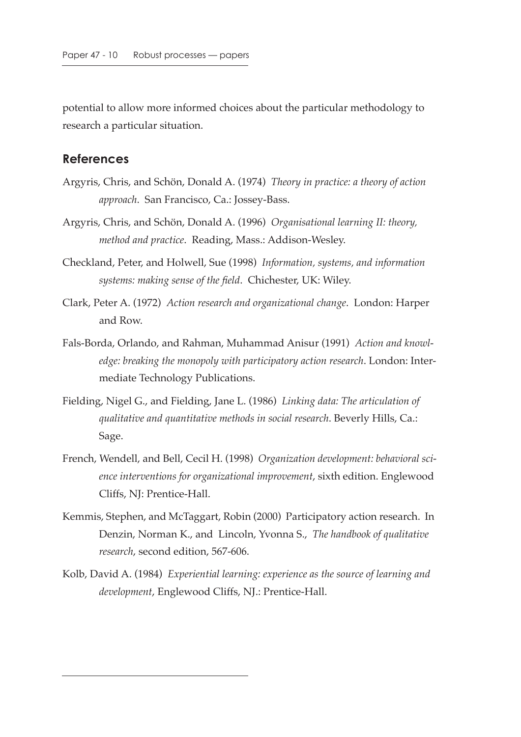potential to allow more informed choices about the particular methodology to research a particular situation.

## References

Argyris, Chris, and Schön, Donald A. (1974) *Theory in practice: a theory of action approach*. San Francisco, Ca.: Jossey-Bass.

Argyris, Chris, and Schön, Donald A. (1996) *Organisational learning II: theory, method and practice*. Reading, Mass.: Addison-Wesley.

Checkland, Peter, and Holwell, Sue (1998) *Information, systems, and information systems: making sense of the field*. Chichester, UK: Wiley.

Clark, Peter A. (1972) *Action research and organizational change*. London: Harper and Row.

Fals-Borda, Orlando, and Rahman, Muhammad Anisur (1991) *Action and knowledge: breaking the monopoly with participatory action research*. London: Intermediate Technology Publications.

Fielding, Nigel G., and Fielding, Jane L. (1986) *Linking data: The articulation of qualitative and quantitative methods in social research*. Beverly Hills, Ca.: Sage.

French, Wendell, and Bell, Cecil H. (1998) *Organization development: behavioral science interventions for organizational improvement*, sixth edition. Englewood Cliffs, NJ: Prentice-Hall.

Kemmis, Stephen, and McTaggart, Robin (2000) Participatory action research. In Denzin, Norman K., and Lincoln, Yvonna S., *The handbook of qualitative research*, second edition, 567-606.

Kolb, David A. (1984) *Experiential learning: experience as the source of learning and development*, Englewood Cliffs, NJ.: Prentice-Hall.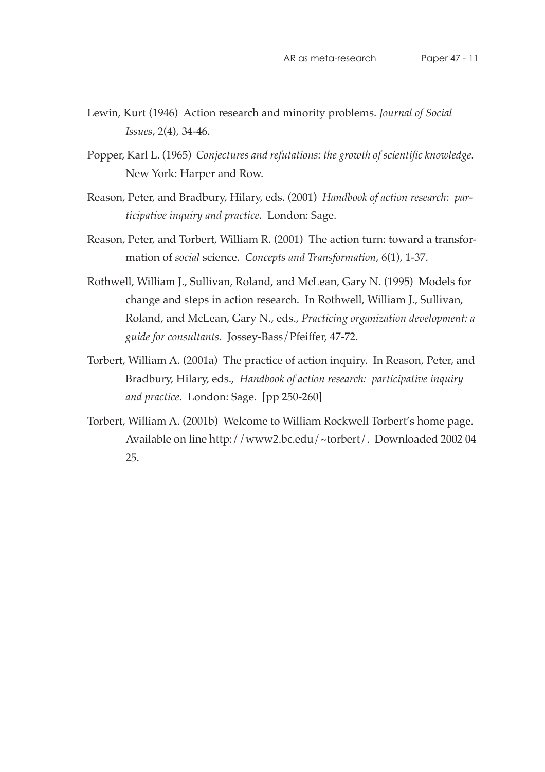Lewin, Kurt (1946) Action research and minority problems. *Journal of Social Issues*, 2(4), 34-46.

Popper, Karl L. (1965) *Conjectures and refutations: the growth of scientific knowledge*. New York: Harper and Row.

Reason, Peter, and Bradbury, Hilary, eds. (2001) *Handbook of action research: participative inquiry and practice*. London: Sage.

Reason, Peter, and Torbert, William R. (2001) The action turn: toward a transformation of *social* science. *Concepts and Transformation*, 6(1), 1-37.

Rothwell, William J., Sullivan, Roland, and McLean, Gary N. (1995) Models for change and steps in action research. In Rothwell, William J., Sullivan, Roland, and McLean, Gary N., eds., *Practicing organization development: a guide for consultants*. Jossey-Bass/Pfeiffer, 47-72.

Torbert, William A. (2001a) The practice of action inquiry. In Reason, Peter, and Bradbury, Hilary, eds., *Handbook of action research: participative inquiry and practice*. London: Sage. [pp 250-260]

Torbert, William A. (2001b) Welcome to William Rockwell Torbert's home page. Available on line http://www2.bc.edu/~torbert/. Downloaded 2002 04 25.